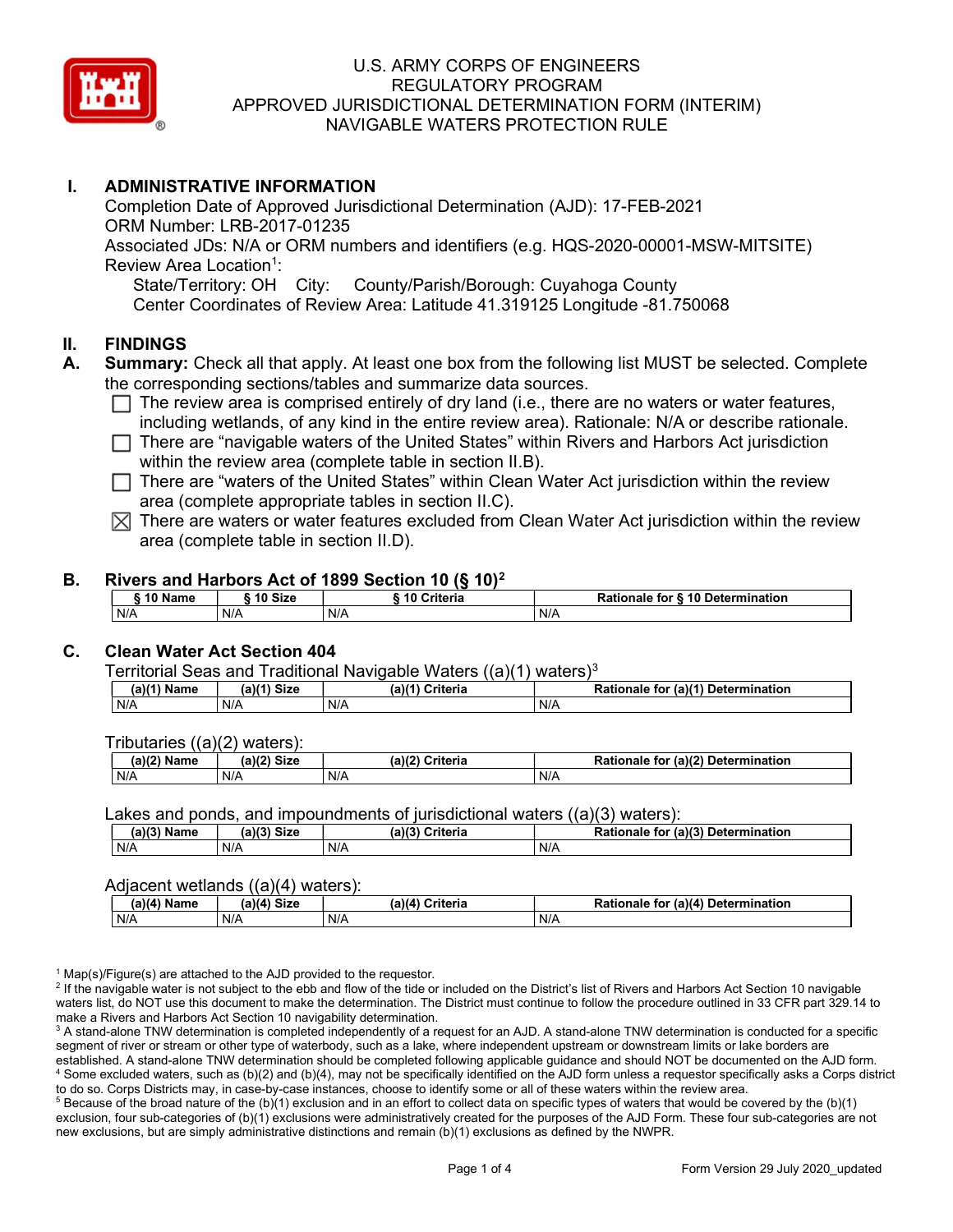# U.S. ARMY CORPS OF ENGINEERS
# REGULATORY PROGRAM
# APPROVED JURISDICTIONAL DETERMINATION FORM (INTERIM)
# NAVIGABLE WATERS PROTECTION RULE

## I. ADMINISTRATIVE INFORMATION

Completion Date of Approved Jurisdictional Determination (AJD): 17-FEB-2021
ORM Number: LRB-2017-01235
Associated JDs: N/A or ORM numbers and identifiers (e.g. HQS-2020-00001-MSW-MITSITE)
Review Area Location[1]:
State/Territory: OH City: County/Parish/Borough: Cuyahoga County
Center Coordinates of Review Area: Latitude 41.319125 Longitude -81.750068

## II. FINDINGS

**A. Summary:** Check all that apply. At least one box from the following list MUST be selected. Complete the corresponding sections/tables and summarize data sources.

- ☐ The review area is comprised entirely of dry land (i.e., there are no waters or water features, including wetlands, of any kind in the entire review area). Rationale: N/A or describe rationale.
- ☐ There are "navigable waters of the United States" within Rivers and Harbors Act jurisdiction within the review area (complete table in section II.B).
- ☐ There are "waters of the United States" within Clean Water Act jurisdiction within the review area (complete appropriate tables in section II.C).
- ☒ There are waters or water features excluded from Clean Water Act jurisdiction within the review area (complete table in section II.D).

**B. Rivers and Harbors Act of 1899 Section 10 (§ 10)[2]**

| § 10 Name | § 10 Size | § 10 Criteria | Rationale for § 10 Determination |
|---|---|---|---|
| N/A | N/A | N/A | N/A |

**C. Clean Water Act Section 404**

Territorial Seas and Traditional Navigable Waters ((a)(1) waters)[3]

| (a)(1) Name | (a)(1) Size | (a)(1) Criteria | Rationale for (a)(1) Determination |
|---|---|---|---|
| N/A | N/A | N/A | N/A |

Tributaries ((a)(2) waters):

| (a)(2) Name | (a)(2) Size | (a)(2) Criteria | Rationale for (a)(2) Determination |
|---|---|---|---|
| N/A | N/A | N/A | N/A |

Lakes and ponds, and impoundments of jurisdictional waters ((a)(3) waters):

| (a)(3) Name | (a)(3) Size | (a)(3) Criteria | Rationale for (a)(3) Determination |
|---|---|---|---|
| N/A | N/A | N/A | N/A |

Adjacent wetlands ((a)(4) waters):

| (a)(4) Name | (a)(4) Size | (a)(4) Criteria | Rationale for (a)(4) Determination |
|---|---|---|---|
| N/A | N/A | N/A | N/A |

[1] Map(s)/Figure(s) are attached to the AJD provided to the requestor.
[2] If the navigable water is not subject to the ebb and flow of the tide or included on the District's list of Rivers and Harbors Act Section 10 navigable waters list, do NOT use this document to make the determination. The District must continue to follow the procedure outlined in 33 CFR part 329.14 to make a Rivers and Harbors Act Section 10 navigability determination.
[3] A stand-alone TNW determination is completed independently of a request for an AJD. A stand-alone TNW determination is conducted for a specific segment of river or stream or other type of waterbody, such as a lake, where independent upstream or downstream limits or lake borders are established. A stand-alone TNW determination should be completed following applicable guidance and should NOT be documented on the AJD form.
[4] Some excluded waters, such as (b)(2) and (b)(4), may not be specifically identified on the AJD form unless a requestor specifically asks a Corps district to do so. Corps Districts may, in case-by-case instances, choose to identify some or all of these waters within the review area.
[5] Because of the broad nature of the (b)(1) exclusion and in an effort to collect data on specific types of waters that would be covered by the (b)(1) exclusion, four sub-categories of (b)(1) exclusions were administratively created for the purposes of the AJD Form. These four sub-categories are not new exclusions, but are simply administrative distinctions and remain (b)(1) exclusions as defined by the NWPR.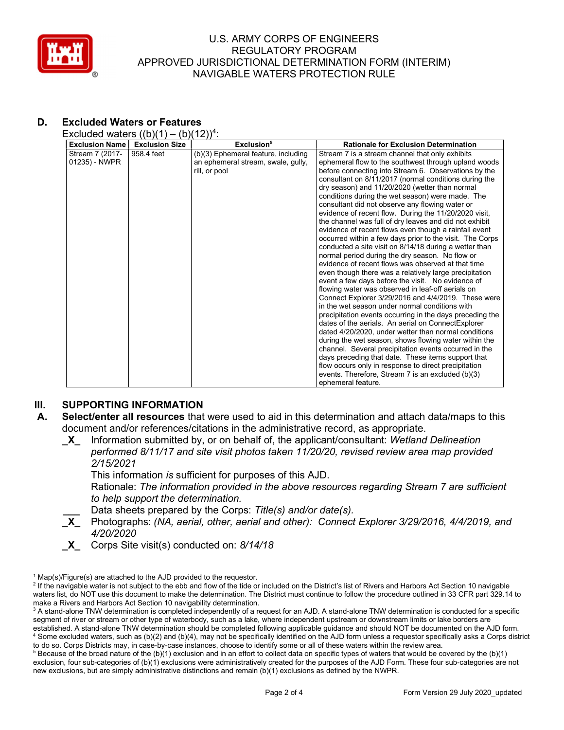## D. Excluded Waters or Features

Excluded waters ((b)(1) – (b)(12))[4]:

| Exclusion Name | Exclusion Size | Exclusion[5] | Rationale for Exclusion Determination |
|---|---|---|---|
| Stream 7 (2017-01235) - NWPR | 958.4 feet | (b)(3) Ephemeral feature, including an ephemeral stream, swale, gully, rill, or pool | Stream 7 is a stream channel that only exhibits ephemeral flow to the southwest through upland woods before connecting into Stream 6. Observations by the consultant on 8/11/2017 (normal conditions during the dry season) and 11/20/2020 (wetter than normal conditions during the wet season) were made. The consultant did not observe any flowing water or evidence of recent flow. During the 11/20/2020 visit, the channel was full of dry leaves and did not exhibit evidence of recent flows even though a rainfall event occurred within a few days prior to the visit. The Corps conducted a site visit on 8/14/18 during a wetter than normal period during the dry season. No flow or evidence of recent flows was observed at that time even though there was a relatively large precipitation event a few days before the visit. No evidence of flowing water was observed in leaf-off aerials on Connect Explorer 3/29/2016 and 4/4/2019. These were in the wet season under normal conditions with precipitation events occurring in the days preceding the dates of the aerials. An aerial on ConnectExplorer dated 4/20/2020, under wetter than normal conditions during the wet season, shows flowing water within the channel. Several precipitation events occurred in the days preceding that date. These items support that flow occurs only in response to direct precipitation events. Therefore, Stream 7 is an excluded (b)(3) ephemeral feature. |

## III. SUPPORTING INFORMATION

**A. Select/enter all resources** that were used to aid in this determination and attach data/maps to this document and/or references/citations in the administrative record, as appropriate.

_X_ Information submitted by, or on behalf of, the applicant/consultant: *Wetland Delineation performed 8/11/17 and site visit photos taken 11/20/20, revised review area map provided 2/15/2021*
This information *is* sufficient for purposes of this AJD.
Rationale: *The information provided in the above resources regarding Stream 7 are sufficient to help support the determination.*

___ Data sheets prepared by the Corps: *Title(s) and/or date(s).*

_X_ Photographs: *(NA, aerial, other, aerial and other): Connect Explorer 3/29/2016, 4/4/2019, and 4/20/2020*

_X_ Corps Site visit(s) conducted on: *8/14/18*

---

[1] Map(s)/Figure(s) are attached to the AJD provided to the requestor.
[2] If the navigable water is not subject to the ebb and flow of the tide or included on the District's list of Rivers and Harbors Act Section 10 navigable waters list, do NOT use this document to make the determination. The District must continue to follow the procedure outlined in 33 CFR part 329.14 to make a Rivers and Harbors Act Section 10 navigability determination.
[3] A stand-alone TNW determination is completed independently of a request for an AJD. A stand-alone TNW determination is conducted for a specific segment of river or stream or other type of waterbody, such as a lake, where independent upstream or downstream limits or lake borders are established. A stand-alone TNW determination should be completed following applicable guidance and should NOT be documented on the AJD form.
[4] Some excluded waters, such as (b)(2) and (b)(4), may not be specifically identified on the AJD form unless a requestor specifically asks a Corps district to do so. Corps Districts may, in case-by-case instances, choose to identify some or all of these waters within the review area.
[5] Because of the broad nature of the (b)(1) exclusion and in an effort to collect data on specific types of waters that would be covered by the (b)(1) exclusion, four sub-categories of (b)(1) exclusions were administratively created for the purposes of the AJD Form. These four sub-categories are not new exclusions, but are simply administrative distinctions and remain (b)(1) exclusions as defined by the NWPR.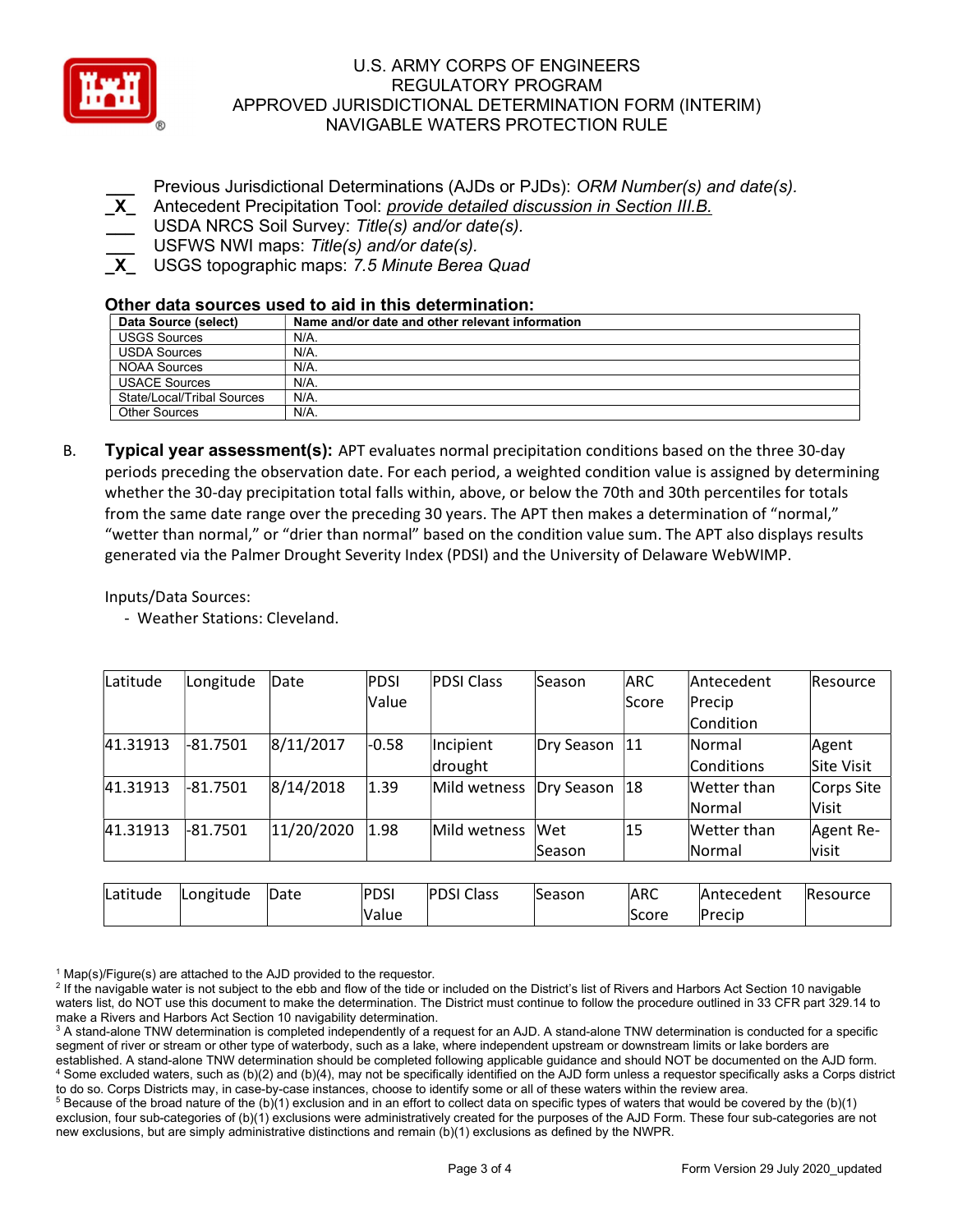___ Previous Jurisdictional Determinations (AJDs or PJDs): *ORM Number(s) and date(s).*
_X_ Antecedent Precipitation Tool: *provide detailed discussion in Section III.B.*
___ USDA NRCS Soil Survey: *Title(s) and/or date(s).*
___ USFWS NWI maps: *Title(s) and/or date(s).*
_X_ USGS topographic maps: *7.5 Minute Berea Quad*

### Other data sources used to aid in this determination:

| Data Source (select) | Name and/or date and other relevant information |
|---|---|
| USGS Sources | N/A. |
| USDA Sources | N/A. |
| NOAA Sources | N/A. |
| USACE Sources | N/A. |
| State/Local/Tribal Sources | N/A. |
| Other Sources | N/A. |

B. **Typical year assessment(s):** APT evaluates normal precipitation conditions based on the three 30-day periods preceding the observation date. For each period, a weighted condition value is assigned by determining whether the 30-day precipitation total falls within, above, or below the 70th and 30th percentiles for totals from the same date range over the preceding 30 years. The APT then makes a determination of "normal," "wetter than normal," or "drier than normal" based on the condition value sum. The APT also displays results generated via the Palmer Drought Severity Index (PDSI) and the University of Delaware WebWIMP.

Inputs/Data Sources:
- Weather Stations: Cleveland.

| Latitude | Longitude | Date | PDSI Value | PDSI Class | Season | ARC Score | Antecedent Precip Condition | Resource |
|---|---|---|---|---|---|---|---|---|
| 41.31913 | -81.7501 | 8/11/2017 | -0.58 | Incipient drought | Dry Season | 11 | Normal Conditions | Agent Site Visit |
| 41.31913 | -81.7501 | 8/14/2018 | 1.39 | Mild wetness | Dry Season | 18 | Wetter than Normal | Corps Site Visit |
| 41.31913 | -81.7501 | 11/20/2020 | 1.98 | Mild wetness | Wet Season | 15 | Wetter than Normal | Agent Re-visit |

| Latitude | Longitude | Date | PDSI Value | PDSI Class | Season | ARC Score | Antecedent Precip | Resource |
|---|---|---|---|---|---|---|---|---|

[1] Map(s)/Figure(s) are attached to the AJD provided to the requestor.
[2] If the navigable water is not subject to the ebb and flow of the tide or included on the District's list of Rivers and Harbors Act Section 10 navigable waters list, do NOT use this document to make the determination. The District must continue to follow the procedure outlined in 33 CFR part 329.14 to make a Rivers and Harbors Act Section 10 navigability determination.
[3] A stand-alone TNW determination is completed independently of a request for an AJD. A stand-alone TNW determination is conducted for a specific segment of river or stream or other type of waterbody, such as a lake, where independent upstream or downstream limits or lake borders are established. A stand-alone TNW determination should be completed following applicable guidance and should NOT be documented on the AJD form.
[4] Some excluded waters, such as (b)(2) and (b)(4), may not be specifically identified on the AJD form unless a requestor specifically asks a Corps district to do so. Corps Districts may, in case-by-case instances, choose to identify some or all of these waters within the review area.
[5] Because of the broad nature of the (b)(1) exclusion and in an effort to collect data on specific types of waters that would be covered by the (b)(1) exclusion, four sub-categories of (b)(1) exclusions were administratively created for the purposes of the AJD Form. These four sub-categories are not new exclusions, but are simply administrative distinctions and remain (b)(1) exclusions as defined by the NWPR.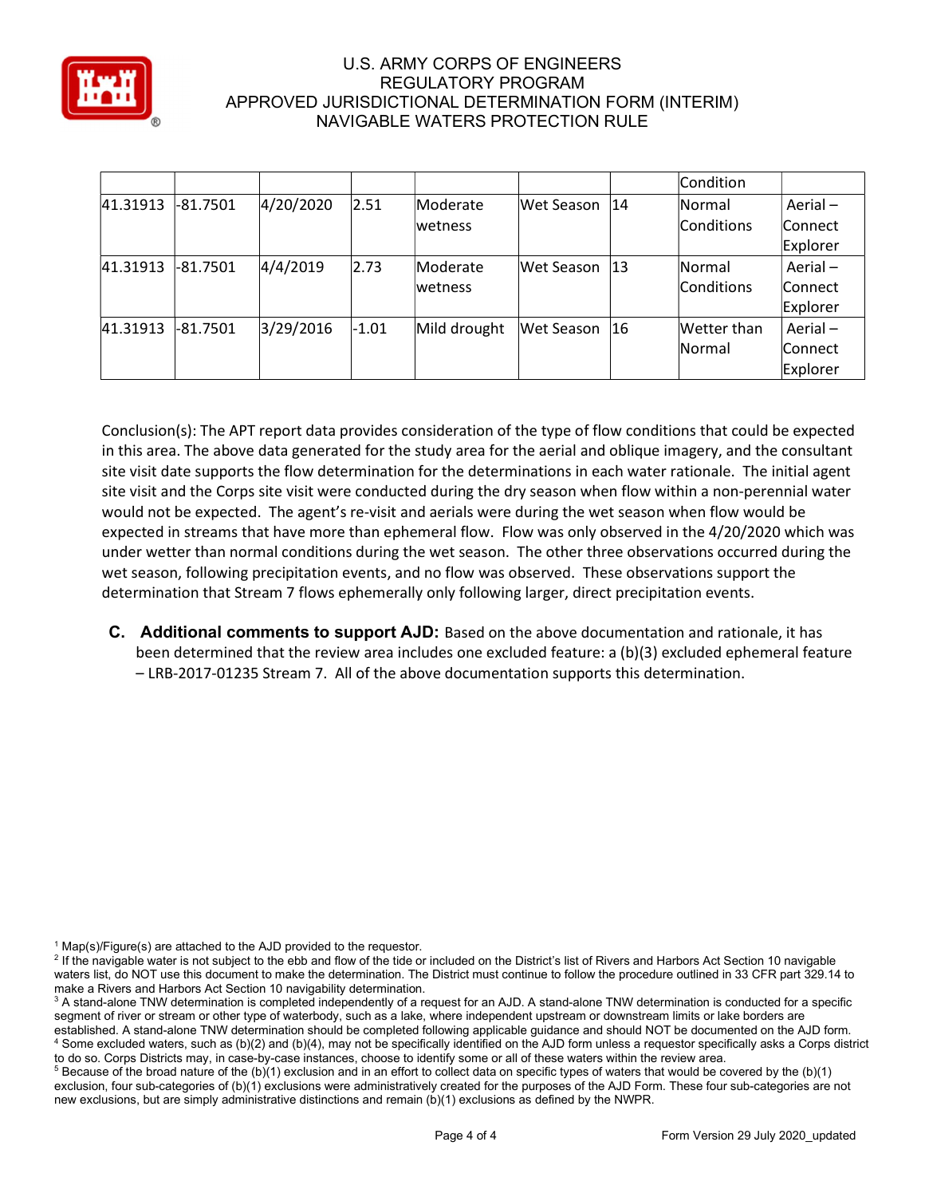| | | | | | | | | |
|---|---|---|---|---|---|---|---|---|
| | | | | | | | Condition | |
| 41.31913 | -81.7501 | 4/20/2020 | 2.51 | Moderate wetness | Wet Season | 14 | Normal Conditions | Aerial – Connect Explorer |
| 41.31913 | -81.7501 | 4/4/2019 | 2.73 | Moderate wetness | Wet Season | 13 | Normal Conditions | Aerial – Connect Explorer |
| 41.31913 | -81.7501 | 3/29/2016 | -1.01 | Mild drought | Wet Season | 16 | Wetter than Normal | Aerial – Connect Explorer |

Conclusion(s): The APT report data provides consideration of the type of flow conditions that could be expected in this area. The above data generated for the study area for the aerial and oblique imagery, and the consultant site visit date supports the flow determination for the determinations in each water rationale. The initial agent site visit and the Corps site visit were conducted during the dry season when flow within a non-perennial water would not be expected. The agent's re-visit and aerials were during the wet season when flow would be expected in streams that have more than ephemeral flow. Flow was only observed in the 4/20/2020 which was under wetter than normal conditions during the wet season. The other three observations occurred during the wet season, following precipitation events, and no flow was observed. These observations support the determination that Stream 7 flows ephemerally only following larger, direct precipitation events.

**C. Additional comments to support AJD:** Based on the above documentation and rationale, it has been determined that the review area includes one excluded feature: a (b)(3) excluded ephemeral feature – LRB-2017-01235 Stream 7. All of the above documentation supports this determination.

[1] Map(s)/Figure(s) are attached to the AJD provided to the requestor.
[2] If the navigable water is not subject to the ebb and flow of the tide or included on the District's list of Rivers and Harbors Act Section 10 navigable waters list, do NOT use this document to make the determination. The District must continue to follow the procedure outlined in 33 CFR part 329.14 to make a Rivers and Harbors Act Section 10 navigability determination.
[3] A stand-alone TNW determination is completed independently of a request for an AJD. A stand-alone TNW determination is conducted for a specific segment of river or stream or other type of waterbody, such as a lake, where independent upstream or downstream limits or lake borders are established. A stand-alone TNW determination should be completed following applicable guidance and should NOT be documented on the AJD form.
[4] Some excluded waters, such as (b)(2) and (b)(4), may not be specifically identified on the AJD form unless a requestor specifically asks a Corps district to do so. Corps Districts may, in case-by-case instances, choose to identify some or all of these waters within the review area.
[5] Because of the broad nature of the (b)(1) exclusion and in an effort to collect data on specific types of waters that would be covered by the (b)(1) exclusion, four sub-categories of (b)(1) exclusions were administratively created for the purposes of the AJD Form. These four sub-categories are not new exclusions, but are simply administrative distinctions and remain (b)(1) exclusions as defined by the NWPR.